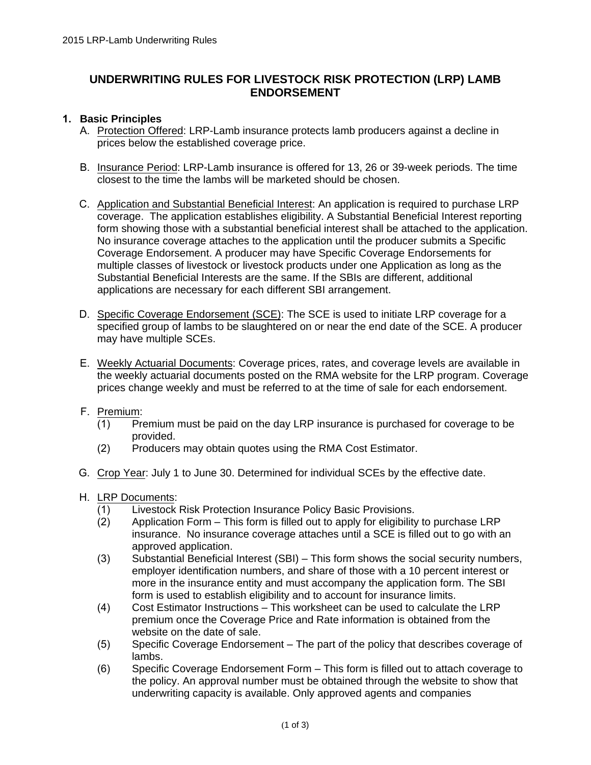# UNDERWRITING RULES FOR LIVESTOCK RISK PROTECTION (LRP) LAMB ENDORSEMENT

## 1. Basic Principles

A. Protection Offered: LRP-Lamb insurance protects lamb producers against a decline in prices below the established coverage price.

B. Insurance Period: LRP-Lamb insurance is offered for 13, 26 or 39-week periods. The time closest to the time the lambs will be marketed should be chosen.

C. Application and Substantial Beneficial Interest: An application is required to purchase LRP coverage. The application establishes eligibility. A Substantial Beneficial Interest reporting form showing those with a substantial beneficial interest shall be attached to the application. No insurance coverage attaches to the application until the producer submits a Specific Coverage Endorsement. A producer may have Specific Coverage Endorsements for multiple classes of livestock or livestock products under one Application as long as the Substantial Beneficial Interests are the same. If the SBIs are different, additional applications are necessary for each different SBI arrangement.

D. Specific Coverage Endorsement (SCE): The SCE is used to initiate LRP coverage for a specified group of lambs to be slaughtered on or near the end date of the SCE. A producer may have multiple SCEs.

E. Weekly Actuarial Documents: Coverage prices, rates, and coverage levels are available in the weekly actuarial documents posted on the RMA website for the LRP program. Coverage prices change weekly and must be referred to at the time of sale for each endorsement.

F. Premium:
   - (1) Premium must be paid on the day LRP insurance is purchased for coverage to be provided.
   - (2) Producers may obtain quotes using the RMA Cost Estimator.

G. Crop Year: July 1 to June 30. Determined for individual SCEs by the effective date.

H. LRP Documents:
   - (1) Livestock Risk Protection Insurance Policy Basic Provisions.
   - (2) Application Form – This form is filled out to apply for eligibility to purchase LRP insurance. No insurance coverage attaches until a SCE is filled out to go with an approved application.
   - (3) Substantial Beneficial Interest (SBI) – This form shows the social security numbers, employer identification numbers, and share of those with a 10 percent interest or more in the insurance entity and must accompany the application form. The SBI form is used to establish eligibility and to account for insurance limits.
   - (4) Cost Estimator Instructions – This worksheet can be used to calculate the LRP premium once the Coverage Price and Rate information is obtained from the website on the date of sale.
   - (5) Specific Coverage Endorsement – The part of the policy that describes coverage of lambs.
   - (6) Specific Coverage Endorsement Form – This form is filled out to attach coverage to the policy. An approval number must be obtained through the website to show that underwriting capacity is available. Only approved agents and companies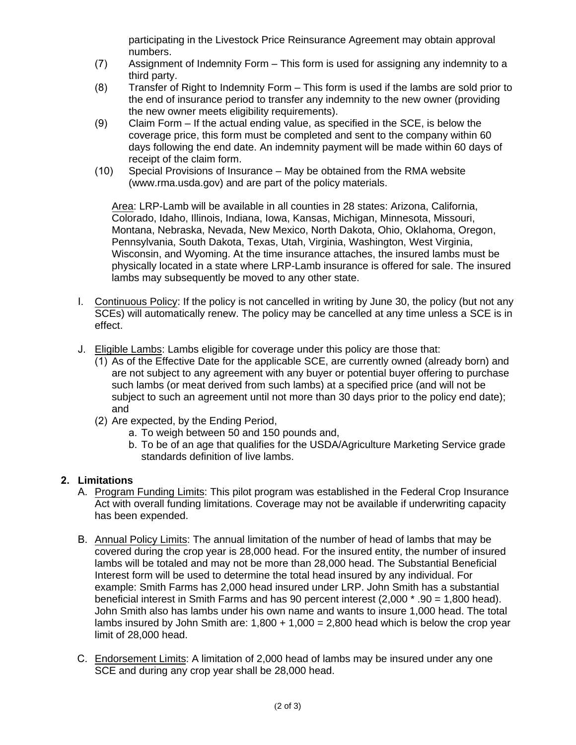participating in the Livestock Price Reinsurance Agreement may obtain approval numbers.

(7) Assignment of Indemnity Form – This form is used for assigning any indemnity to a third party.

(8) Transfer of Right to Indemnity Form – This form is used if the lambs are sold prior to the end of insurance period to transfer any indemnity to the new owner (providing the new owner meets eligibility requirements).

(9) Claim Form – If the actual ending value, as specified in the SCE, is below the coverage price, this form must be completed and sent to the company within 60 days following the end date. An indemnity payment will be made within 60 days of receipt of the claim form.

(10) Special Provisions of Insurance – May be obtained from the RMA website (www.rma.usda.gov) and are part of the policy materials.

Area: LRP-Lamb will be available in all counties in 28 states: Arizona, California, Colorado, Idaho, Illinois, Indiana, Iowa, Kansas, Michigan, Minnesota, Missouri, Montana, Nebraska, Nevada, New Mexico, North Dakota, Ohio, Oklahoma, Oregon, Pennsylvania, South Dakota, Texas, Utah, Virginia, Washington, West Virginia, Wisconsin, and Wyoming. At the time insurance attaches, the insured lambs must be physically located in a state where LRP-Lamb insurance is offered for sale. The insured lambs may subsequently be moved to any other state.

I. Continuous Policy: If the policy is not cancelled in writing by June 30, the policy (but not any SCEs) will automatically renew. The policy may be cancelled at any time unless a SCE is in effect.

J. Eligible Lambs: Lambs eligible for coverage under this policy are those that:
   (1) As of the Effective Date for the applicable SCE, are currently owned (already born) and are not subject to any agreement with any buyer or potential buyer offering to purchase such lambs (or meat derived from such lambs) at a specified price (and will not be subject to such an agreement until not more than 30 days prior to the policy end date); and
   (2) Are expected, by the Ending Period,
      a. To weigh between 50 and 150 pounds and,
      b. To be of an age that qualifies for the USDA/Agriculture Marketing Service grade standards definition of live lambs.

**2. Limitations**

A. Program Funding Limits: This pilot program was established in the Federal Crop Insurance Act with overall funding limitations. Coverage may not be available if underwriting capacity has been expended.

B. Annual Policy Limits: The annual limitation of the number of head of lambs that may be covered during the crop year is 28,000 head. For the insured entity, the number of insured lambs will be totaled and may not be more than 28,000 head. The Substantial Beneficial Interest form will be used to determine the total head insured by any individual. For example: Smith Farms has 2,000 head insured under LRP. John Smith has a substantial beneficial interest in Smith Farms and has 90 percent interest (2,000 * .90 = 1,800 head). John Smith also has lambs under his own name and wants to insure 1,000 head. The total lambs insured by John Smith are: 1,800 + 1,000 = 2,800 head which is below the crop year limit of 28,000 head.

C. Endorsement Limits: A limitation of 2,000 head of lambs may be insured under any one SCE and during any crop year shall be 28,000 head.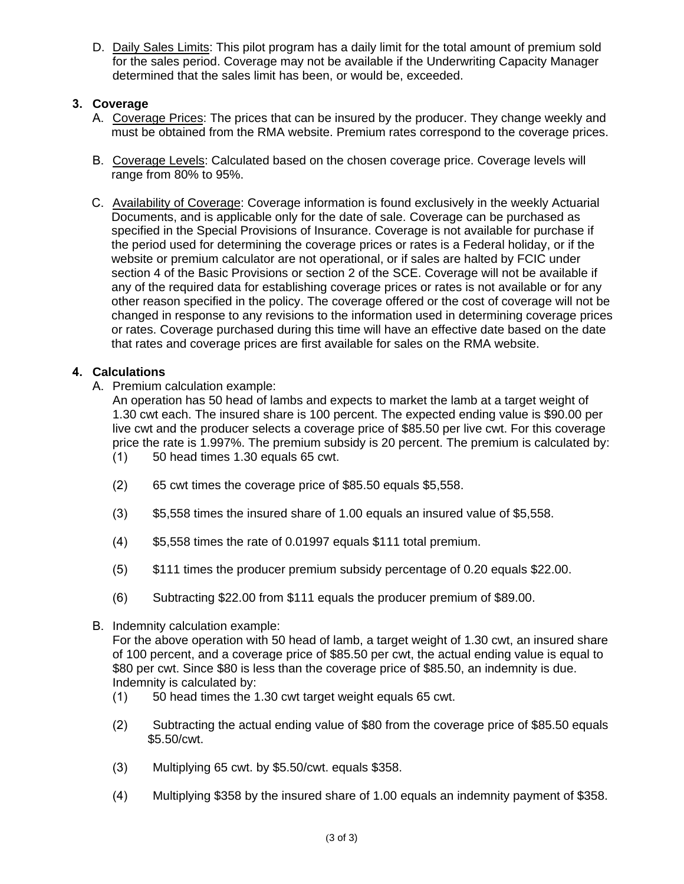D. Daily Sales Limits: This pilot program has a daily limit for the total amount of premium sold for the sales period. Coverage may not be available if the Underwriting Capacity Manager determined that the sales limit has been, or would be, exceeded.

**3. Coverage**

A. Coverage Prices: The prices that can be insured by the producer. They change weekly and must be obtained from the RMA website. Premium rates correspond to the coverage prices.

B. Coverage Levels: Calculated based on the chosen coverage price. Coverage levels will range from 80% to 95%.

C. Availability of Coverage: Coverage information is found exclusively in the weekly Actuarial Documents, and is applicable only for the date of sale. Coverage can be purchased as specified in the Special Provisions of Insurance. Coverage is not available for purchase if the period used for determining the coverage prices or rates is a Federal holiday, or if the website or premium calculator are not operational, or if sales are halted by FCIC under section 4 of the Basic Provisions or section 2 of the SCE. Coverage will not be available if any of the required data for establishing coverage prices or rates is not available or for any other reason specified in the policy. The coverage offered or the cost of coverage will not be changed in response to any revisions to the information used in determining coverage prices or rates. Coverage purchased during this time will have an effective date based on the date that rates and coverage prices are first available for sales on the RMA website.

**4. Calculations**

A. Premium calculation example:
An operation has 50 head of lambs and expects to market the lamb at a target weight of 1.30 cwt each. The insured share is 100 percent. The expected ending value is $90.00 per live cwt and the producer selects a coverage price of $85.50 per live cwt. For this coverage price the rate is 1.997%. The premium subsidy is 20 percent. The premium is calculated by:

(1) 50 head times 1.30 equals 65 cwt.

(2) 65 cwt times the coverage price of $85.50 equals $5,558.

(3) $5,558 times the insured share of 1.00 equals an insured value of $5,558.

(4) $5,558 times the rate of 0.01997 equals $111 total premium.

(5) $111 times the producer premium subsidy percentage of 0.20 equals $22.00.

(6) Subtracting $22.00 from $111 equals the producer premium of $89.00.

B. Indemnity calculation example:
For the above operation with 50 head of lamb, a target weight of 1.30 cwt, an insured share of 100 percent, and a coverage price of $85.50 per cwt, the actual ending value is equal to $80 per cwt. Since $80 is less than the coverage price of $85.50, an indemnity is due. Indemnity is calculated by:

(1) 50 head times the 1.30 cwt target weight equals 65 cwt.

(2) Subtracting the actual ending value of $80 from the coverage price of $85.50 equals $5.50/cwt.

(3) Multiplying 65 cwt. by $5.50/cwt. equals $358.

(4) Multiplying $358 by the insured share of 1.00 equals an indemnity payment of $358.